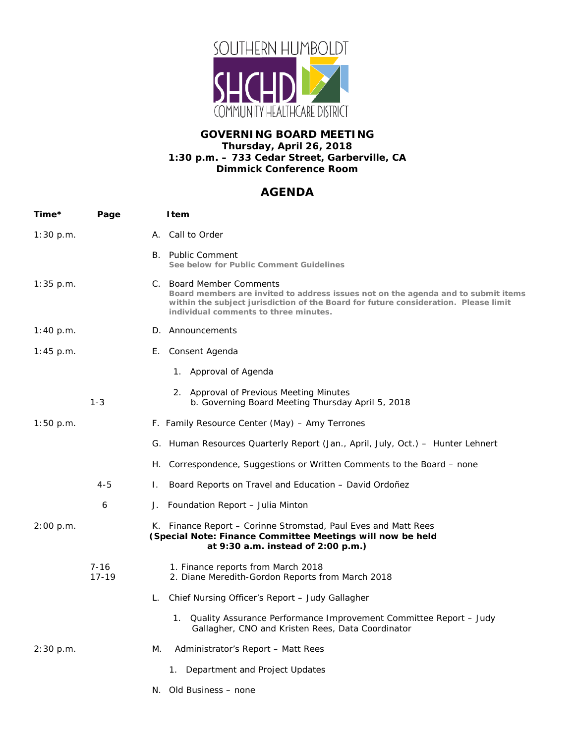SOUTHERN HUMBOLDT

SHCHD

COMMUNITY HEALTHCARE DISTRICT

# GOVERNING BOARD MEETING

**Thursday, April 26, 2018**
**1:30 p.m. – 733 Cedar Street, Garberville, CA**
**Dimmick Conference Room**

## AGENDA

| Time* | Page | Item |
|---|---|---|
| 1:30 p.m. | | A. Call to Order |
| | | B. Public Comment<br>**See below for Public Comment Guidelines** |
| 1:35 p.m. | | C. Board Member Comments<br>**Board members are invited to address issues not on the agenda and to submit items within the subject jurisdiction of the Board for future consideration. Please limit individual comments to three minutes.** |
| 1:40 p.m. | | D. Announcements |
| 1:45 p.m. | | E. Consent Agenda |
| | | 1. Approval of Agenda |
| | 1-3 | 2. Approval of Previous Meeting Minutes<br>b. Governing Board Meeting Thursday April 5, 2018 |
| 1:50 p.m. | | F. Family Resource Center (May) – Amy Terrones |
| | | G. Human Resources Quarterly Report (Jan., April, July, Oct.) – Hunter Lehnert |
| | | H. Correspondence, Suggestions or Written Comments to the Board – none |
| | 4-5 | I. Board Reports on Travel and Education – David Ordoñez |
| | 6 | J. Foundation Report – Julia Minton |
| 2:00 p.m. | | K. Finance Report – Corinne Stromstad, Paul Eves and Matt Rees<br>**(Special Note: Finance Committee Meetings will now be held at 9:30 a.m. instead of 2:00 p.m.)** |
| | 7-16<br>17-19 | 1. Finance reports from March 2018<br>2. Diane Meredith-Gordon Reports from March 2018 |
| | | L. Chief Nursing Officer's Report – Judy Gallagher |
| | | 1. Quality Assurance Performance Improvement Committee Report – Judy Gallagher, CNO and Kristen Rees, Data Coordinator |
| 2:30 p.m. | | M. Administrator's Report – Matt Rees |
| | | 1. Department and Project Updates |
| | | N. Old Business – none |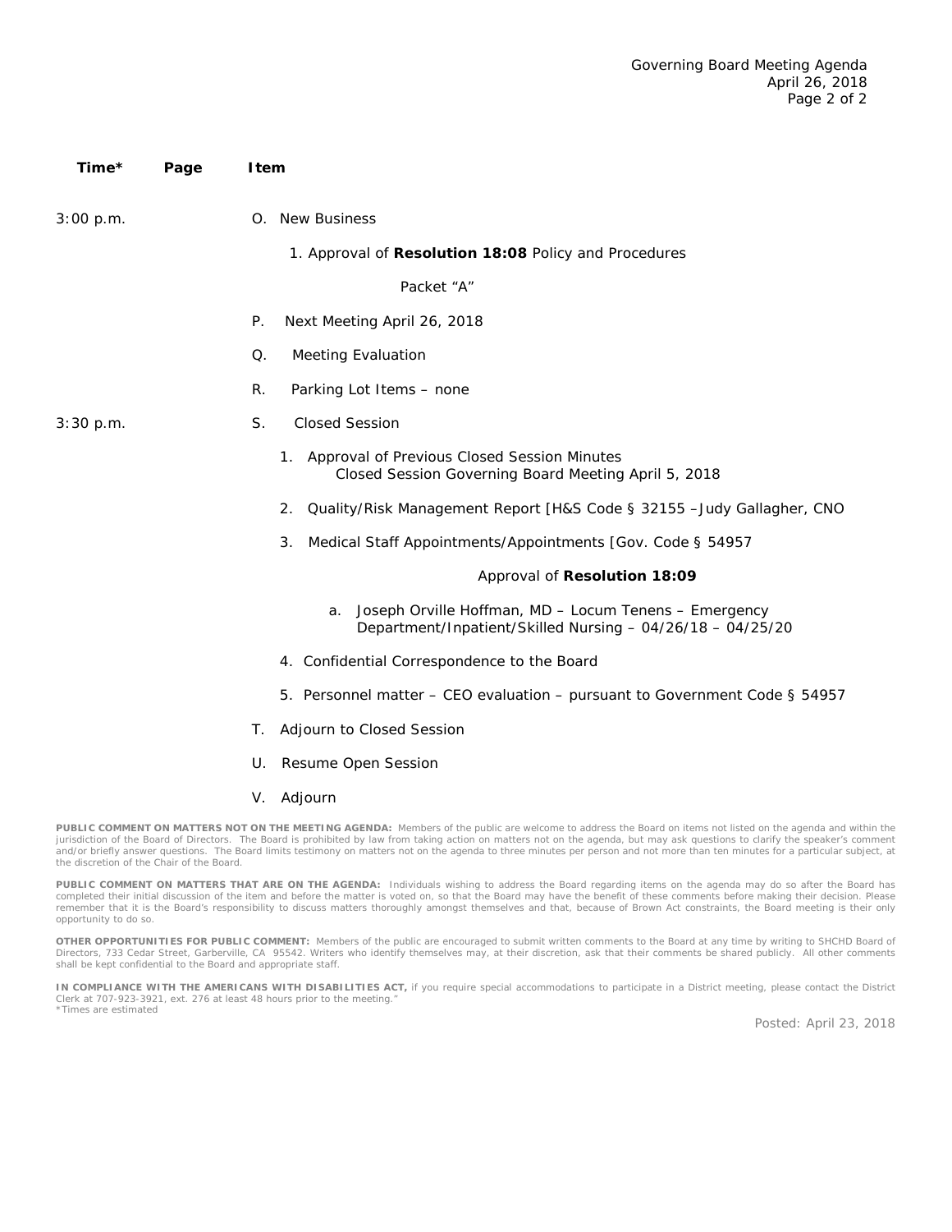| Time* | Page | Item |
|---|---|---|
| 3:00 p.m. | | O. New Business |
| | | 1. Approval of **Resolution 18:08** Policy and Procedures |
| | | Packet "A" |
| | | P. Next Meeting April 26, 2018 |
| | | Q. Meeting Evaluation |
| | | R. Parking Lot Items – none |
| 3:30 p.m. | | S. Closed Session |
| | | 1. Approval of Previous Closed Session Minutes<br>Closed Session Governing Board Meeting April 5, 2018 |
| | | 2. Quality/Risk Management Report [H&S Code § 32155 –Judy Gallagher, CNO |
| | | 3. Medical Staff Appointments/Appointments [Gov. Code § 54957 |
| | | Approval of **Resolution 18:09** |
| | | a. Joseph Orville Hoffman, MD – Locum Tenens – Emergency Department/Inpatient/Skilled Nursing – 04/26/18 – 04/25/20 |
| | | 4. Confidential Correspondence to the Board |
| | | 5. Personnel matter – CEO evaluation – pursuant to Government Code § 54957 |
| | | T. Adjourn to Closed Session |
| | | U. Resume Open Session |
| | | V. Adjourn |

**PUBLIC COMMENT ON MATTERS NOT ON THE MEETING AGENDA:** Members of the public are welcome to address the Board on items not listed on the agenda and within the jurisdiction of the Board of Directors. The Board is prohibited by law from taking action on matters not on the agenda, but may ask questions to clarify the speaker's comment and/or briefly answer questions. The Board limits testimony on matters not on the agenda to three minutes per person and not more than ten minutes for a particular subject, at the discretion of the Chair of the Board.

**PUBLIC COMMENT ON MATTERS THAT ARE ON THE AGENDA:** Individuals wishing to address the Board regarding items on the agenda may do so after the Board has completed their initial discussion of the item and before the matter is voted on, so that the Board may have the benefit of these comments before making their decision. Please remember that it is the Board's responsibility to discuss matters thoroughly amongst themselves and that, because of Brown Act constraints, the Board meeting is their only opportunity to do so.

**OTHER OPPORTUNITIES FOR PUBLIC COMMENT:** Members of the public are encouraged to submit written comments to the Board at any time by writing to SHCHD Board of Directors, 733 Cedar Street, Garberville, CA 95542. Writers who identify themselves may, at their discretion, ask that their comments be shared publicly. All other comments shall be kept confidential to the Board and appropriate staff.

**IN COMPLIANCE WITH THE AMERICANS WITH DISABILITIES ACT,** if you require special accommodations to participate in a District meeting, please contact the District Clerk at 707-923-3921, ext. 276 at least 48 hours prior to the meeting."

*Times are estimated

Posted: April 23, 2018